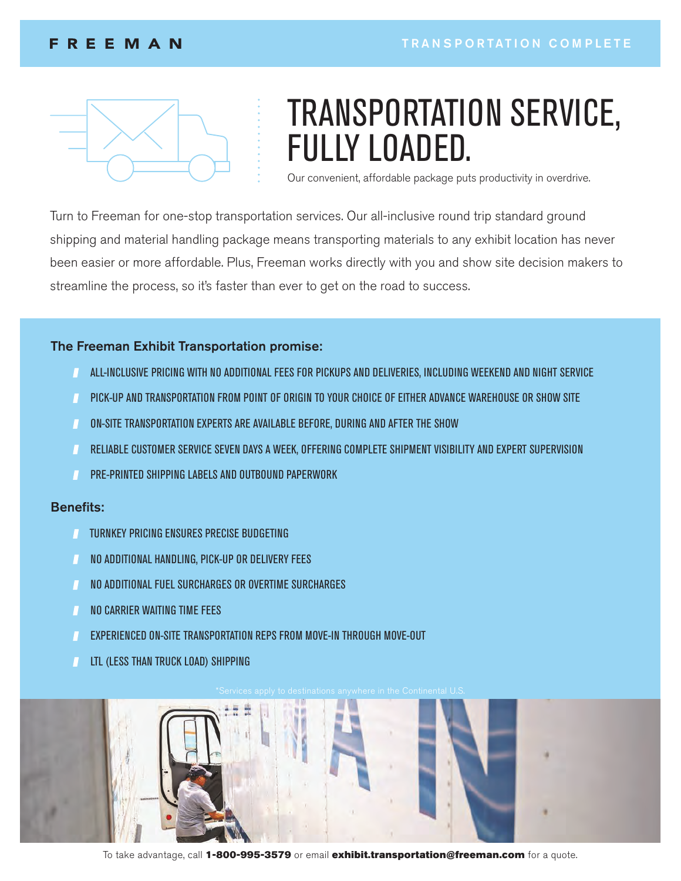FREEMAN

TRANSPORTATION COMPLETE

# TRANSPORTATION SERVICE, FULLY LOADED.

Our convenient, affordable package puts productivity in overdrive.

Turn to Freeman for one-stop transportation services. Our all-inclusive round trip standard ground shipping and material handling package means transporting materials to any exhibit location has never been easier or more affordable. Plus, Freeman works directly with you and show site decision makers to streamline the process, so it's faster than ever to get on the road to success.

### The Freeman Exhibit Transportation promise:

- ALL-INCLUSIVE PRICING WITH NO ADDITIONAL FEES FOR PICKUPS AND DELIVERIES, INCLUDING WEEKEND AND NIGHT SERVICE
- PICK-UP AND TRANSPORTATION FROM POINT OF ORIGIN TO YOUR CHOICE OF EITHER ADVANCE WAREHOUSE OR SHOW SITE
- ON-SITE TRANSPORTATION EXPERTS ARE AVAILABLE BEFORE, DURING AND AFTER THE SHOW
- RELIABLE CUSTOMER SERVICE SEVEN DAYS A WEEK, OFFERING COMPLETE SHIPMENT VISIBILITY AND EXPERT SUPERVISION
- PRE-PRINTED SHIPPING LABELS AND OUTBOUND PAPERWORK

### Benefits:

- TURNKEY PRICING ENSURES PRECISE BUDGETING
- NO ADDITIONAL HANDLING, PICK-UP OR DELIVERY FEES
- NO ADDITIONAL FUEL SURCHARGES OR OVERTIME SURCHARGES
- NO CARRIER WAITING TIME FEES
- EXPERIENCED ON-SITE TRANSPORTATION REPS FROM MOVE-IN THROUGH MOVE-OUT
- LTL (LESS THAN TRUCK LOAD) SHIPPING

*Services apply to destinations anywhere in the Continental U.S.

To take advantage, call **1-800-995-3579** or email **exhibit.transportation@freeman.com** for a quote.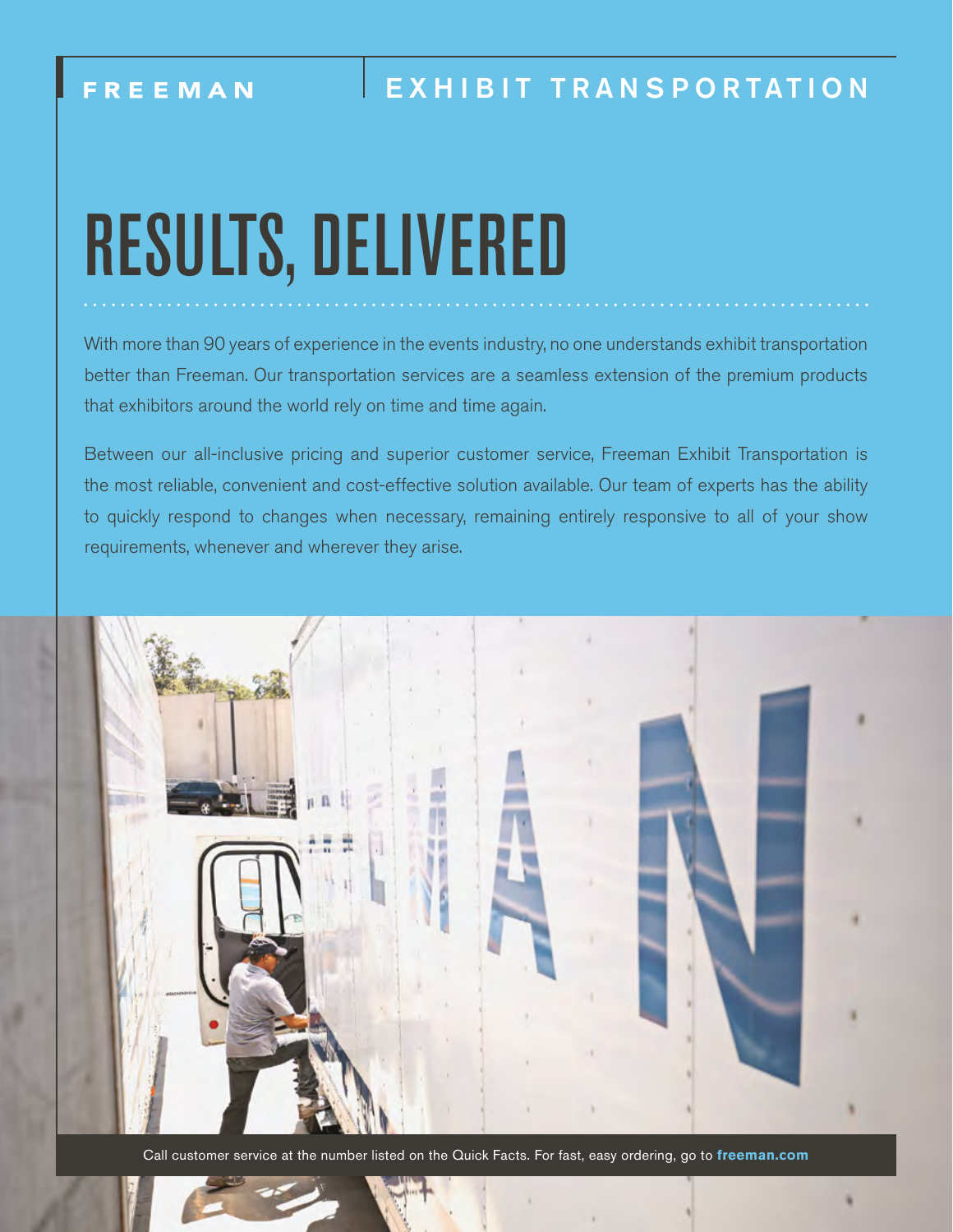FREEMAN | EXHIBIT TRANSPORTATION

# RESULTS, DELIVERED

With more than 90 years of experience in the events industry, no one understands exhibit transportation better than Freeman. Our transportation services are a seamless extension of the premium products that exhibitors around the world rely on time and time again.

Between our all-inclusive pricing and superior customer service, Freeman Exhibit Transportation is the most reliable, convenient and cost-effective solution available. Our team of experts has the ability to quickly respond to changes when necessary, remaining entirely responsive to all of your show requirements, whenever and wherever they arise.

Call customer service at the number listed on the Quick Facts. For fast, easy ordering, go to **freeman.com**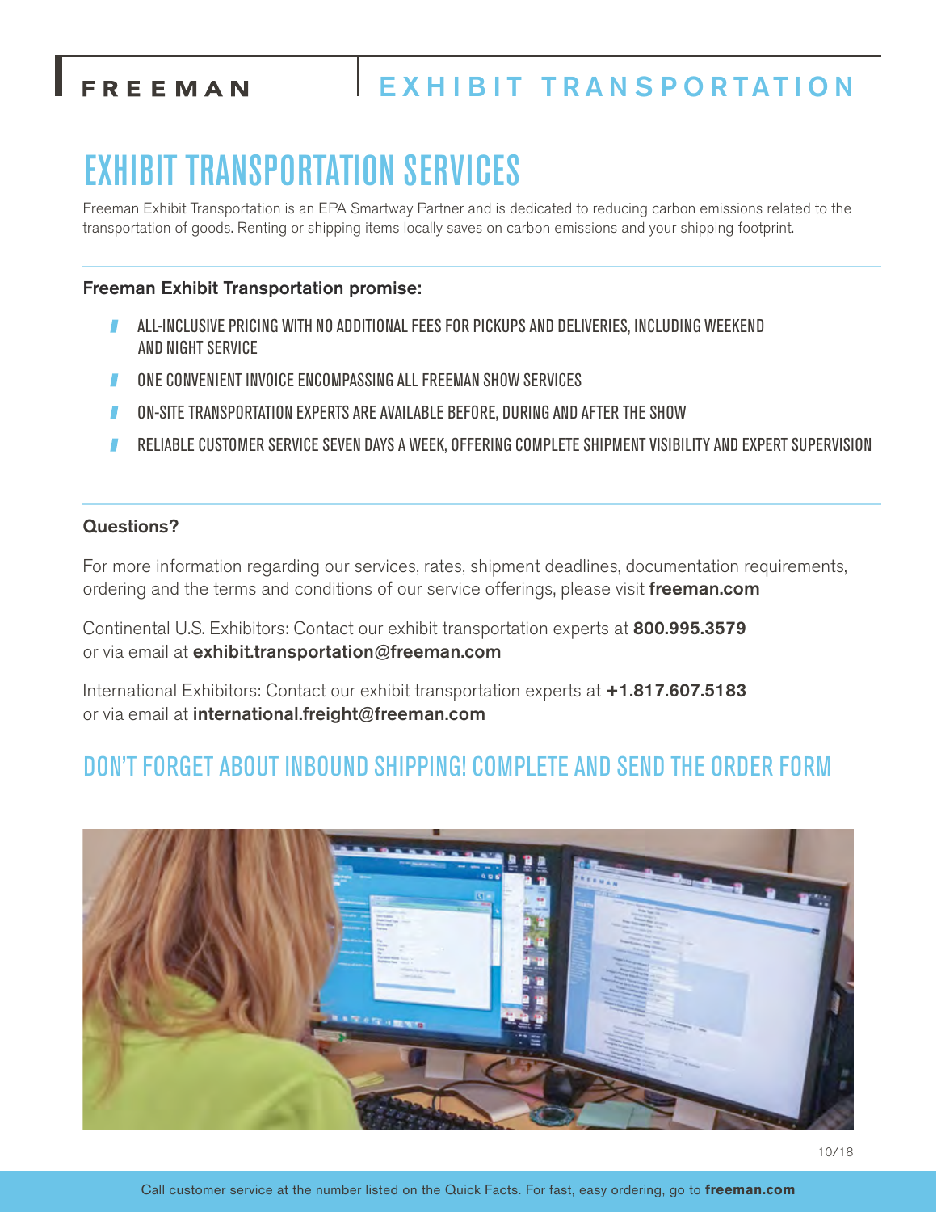# EXHIBIT TRANSPORTATION SERVICES

Freeman Exhibit Transportation is an EPA Smartway Partner and is dedicated to reducing carbon emissions related to the transportation of goods. Renting or shipping items locally saves on carbon emissions and your shipping footprint.

### Freeman Exhibit Transportation promise:

- ALL-INCLUSIVE PRICING WITH NO ADDITIONAL FEES FOR PICKUPS AND DELIVERIES, INCLUDING WEEKEND AND NIGHT SERVICE
- ONE CONVENIENT INVOICE ENCOMPASSING ALL FREEMAN SHOW SERVICES
- ON-SITE TRANSPORTATION EXPERTS ARE AVAILABLE BEFORE, DURING AND AFTER THE SHOW
- RELIABLE CUSTOMER SERVICE SEVEN DAYS A WEEK, OFFERING COMPLETE SHIPMENT VISIBILITY AND EXPERT SUPERVISION

### Questions?

For more information regarding our services, rates, shipment deadlines, documentation requirements, ordering and the terms and conditions of our service offerings, please visit **freeman.com**

Continental U.S. Exhibitors: Contact our exhibit transportation experts at **800.995.3579** or via email at **exhibit.transportation@freeman.com**

International Exhibitors: Contact our exhibit transportation experts at **+1.817.607.5183** or via email at **international.freight@freeman.com**

## DON'T FORGET ABOUT INBOUND SHIPPING! COMPLETE AND SEND THE ORDER FORM

10/18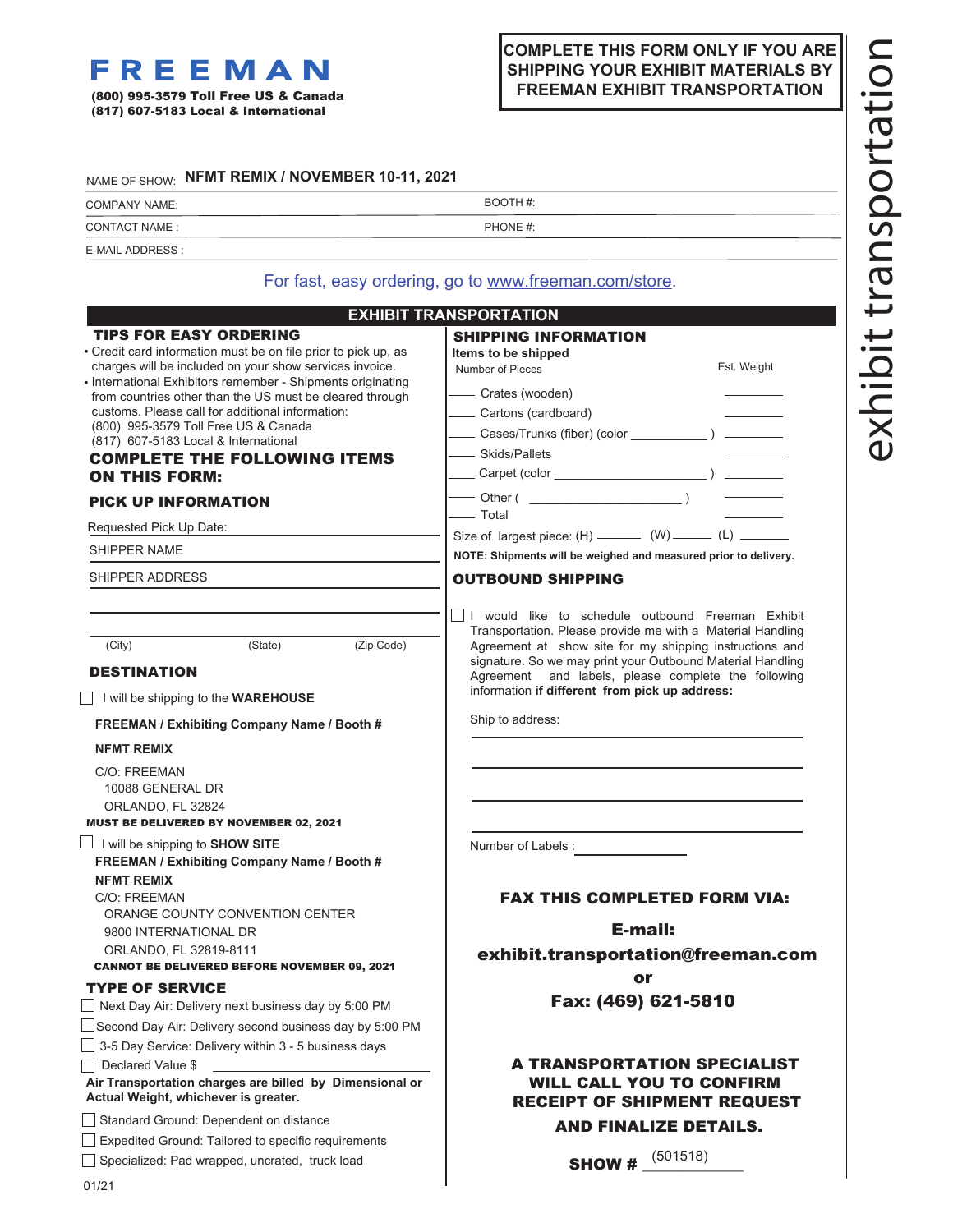# FREEMAN

(800) 995-3579 Toll Free US & Canada
(817) 607-5183 Local & International

**COMPLETE THIS FORM ONLY IF YOU ARE SHIPPING YOUR EXHIBIT MATERIALS BY FREEMAN EXHIBIT TRANSPORTATION**

exhibit transportation

NAME OF SHOW: **NFMT REMIX / NOVEMBER 10-11, 2021**

COMPANY NAME: ____________ BOOTH #: ____________

CONTACT NAME : ____________ PHONE #: ____________

E-MAIL ADDRESS : ____________

For fast, easy ordering, go to www.freeman.com/store.

## EXHIBIT TRANSPORTATION

### TIPS FOR EASY ORDERING

- Credit card information must be on file prior to pick up, as charges will be included on your show services invoice.
- International Exhibitors remember - Shipments originating from countries other than the US must be cleared through customs. Please call for additional information:
  (800) 995-3579 Toll Free US & Canada
  (817) 607-5183 Local & International

### COMPLETE THE FOLLOWING ITEMS ON THIS FORM:

### PICK UP INFORMATION

Requested Pick Up Date: ____________

SHIPPER NAME ____________

SHIPPER ADDRESS ____________

____________

(City) (State) (Zip Code)

### DESTINATION

☐ I will be shipping to the **WAREHOUSE**

**FREEMAN / Exhibiting Company Name / Booth #**

**NFMT REMIX**

C/O: FREEMAN
10088 GENERAL DR
ORLANDO, FL 32824

**MUST BE DELIVERED BY NOVEMBER 02, 2021**

☐ I will be shipping to **SHOW SITE**

**FREEMAN / Exhibiting Company Name / Booth #**

**NFMT REMIX**

C/O: FREEMAN
ORANGE COUNTY CONVENTION CENTER
9800 INTERNATIONAL DR
ORLANDO, FL 32819-8111

**CANNOT BE DELIVERED BEFORE NOVEMBER 09, 2021**

### TYPE OF SERVICE

☐ Next Day Air: Delivery next business day by 5:00 PM

☐ Second Day Air: Delivery second business day by 5:00 PM

☐ 3-5 Day Service: Delivery within 3 - 5 business days

☐ Declared Value $ ____________

**Air Transportation charges are billed by Dimensional or Actual Weight, whichever is greater.**

☐ Standard Ground: Dependent on distance

☐ Expedited Ground: Tailored to specific requirements

☐ Specialized: Pad wrapped, uncrated, truck load

### SHIPPING INFORMATION

**Items to be shipped**

| Number of Pieces | Item | Est. Weight |
|---|---|---|
| ____ | Crates (wooden) | ____ |
| ____ | Cartons (cardboard) | ____ |
| ____ | Cases/Trunks (fiber) (color ____________ ) | ____ |
| ____ | Skids/Pallets | ____ |
| ____ | Carpet (color ____________ ) | ____ |
| ____ | Other ( ____________ ) | ____ |
| ____ | Total | ____ |

Size of largest piece: (H) ______ (W) ______ (L) ______

**NOTE: Shipments will be weighed and measured prior to delivery.**

### OUTBOUND SHIPPING

☐ I would like to schedule outbound Freeman Exhibit Transportation. Please provide me with a Material Handling Agreement at show site for my shipping instructions and signature. So we may print your Outbound Material Handling Agreement and labels, please complete the following information **if different from pick up address:**

Ship to address:

____________

____________

____________

____________

Number of Labels : ____________

### FAX THIS COMPLETED FORM VIA:

**E-mail:**

**exhibit.transportation@freeman.com**

**or**

**Fax: (469) 621-5810**

**A TRANSPORTATION SPECIALIST WILL CALL YOU TO CONFIRM RECEIPT OF SHIPMENT REQUEST AND FINALIZE DETAILS.**

**SHOW #** (501518)

01/21